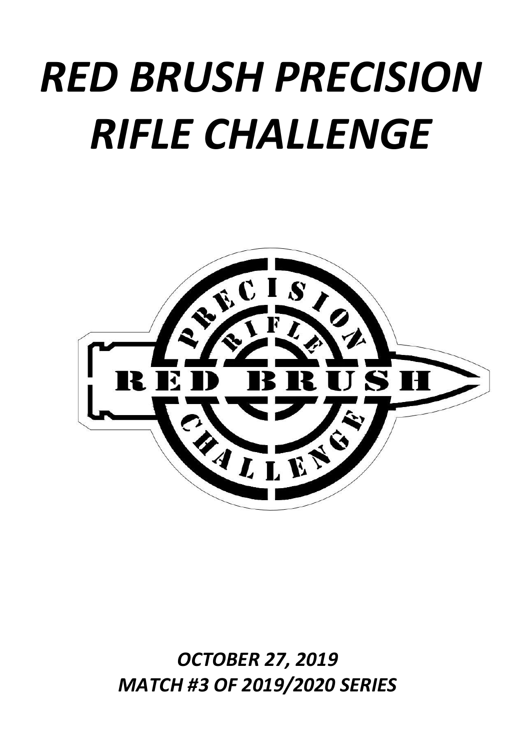# *RED BRUSH PRECISION RIFLE CHALLENGE*

***OCTOBER 27, 2019***
***MATCH #3 OF 2019/2020 SERIES***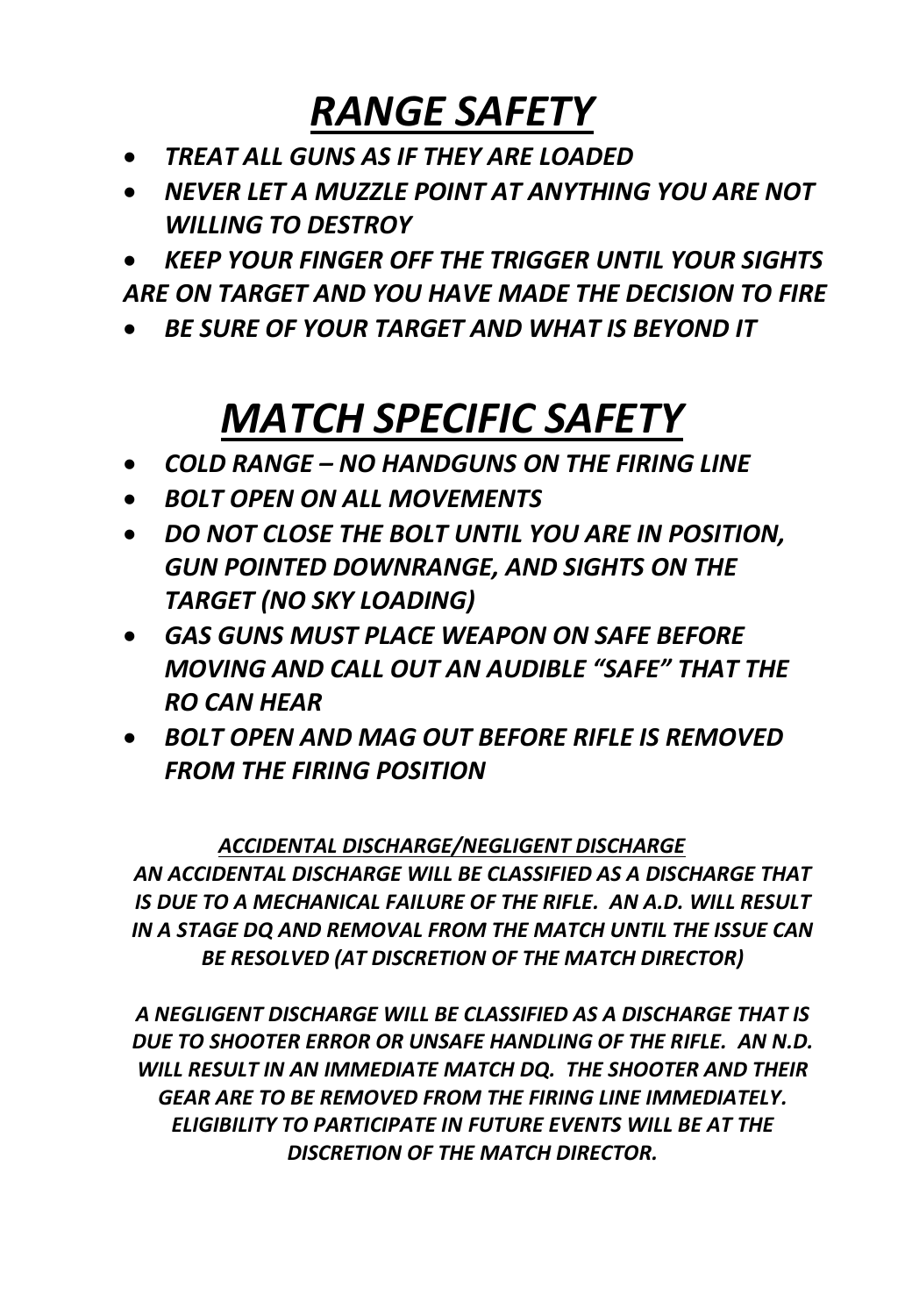# *RANGE SAFETY*

- ***TREAT ALL GUNS AS IF THEY ARE LOADED***
- ***NEVER LET A MUZZLE POINT AT ANYTHING YOU ARE NOT WILLING TO DESTROY***
- ***KEEP YOUR FINGER OFF THE TRIGGER UNTIL YOUR SIGHTS ARE ON TARGET AND YOU HAVE MADE THE DECISION TO FIRE***
- ***BE SURE OF YOUR TARGET AND WHAT IS BEYOND IT***

# *MATCH SPECIFIC SAFETY*

- ***COLD RANGE – NO HANDGUNS ON THE FIRING LINE***
- ***BOLT OPEN ON ALL MOVEMENTS***
- ***DO NOT CLOSE THE BOLT UNTIL YOU ARE IN POSITION, GUN POINTED DOWNRANGE, AND SIGHTS ON THE TARGET (NO SKY LOADING)***
- ***GAS GUNS MUST PLACE WEAPON ON SAFE BEFORE MOVING AND CALL OUT AN AUDIBLE "SAFE" THAT THE RO CAN HEAR***
- ***BOLT OPEN AND MAG OUT BEFORE RIFLE IS REMOVED FROM THE FIRING POSITION***

***ACCIDENTAL DISCHARGE/NEGLIGENT DISCHARGE***

***AN ACCIDENTAL DISCHARGE WILL BE CLASSIFIED AS A DISCHARGE THAT IS DUE TO A MECHANICAL FAILURE OF THE RIFLE. AN A.D. WILL RESULT IN A STAGE DQ AND REMOVAL FROM THE MATCH UNTIL THE ISSUE CAN BE RESOLVED (AT DISCRETION OF THE MATCH DIRECTOR)***

***A NEGLIGENT DISCHARGE WILL BE CLASSIFIED AS A DISCHARGE THAT IS DUE TO SHOOTER ERROR OR UNSAFE HANDLING OF THE RIFLE. AN N.D. WILL RESULT IN AN IMMEDIATE MATCH DQ. THE SHOOTER AND THEIR GEAR ARE TO BE REMOVED FROM THE FIRING LINE IMMEDIATELY. ELIGIBILITY TO PARTICIPATE IN FUTURE EVENTS WILL BE AT THE DISCRETION OF THE MATCH DIRECTOR.***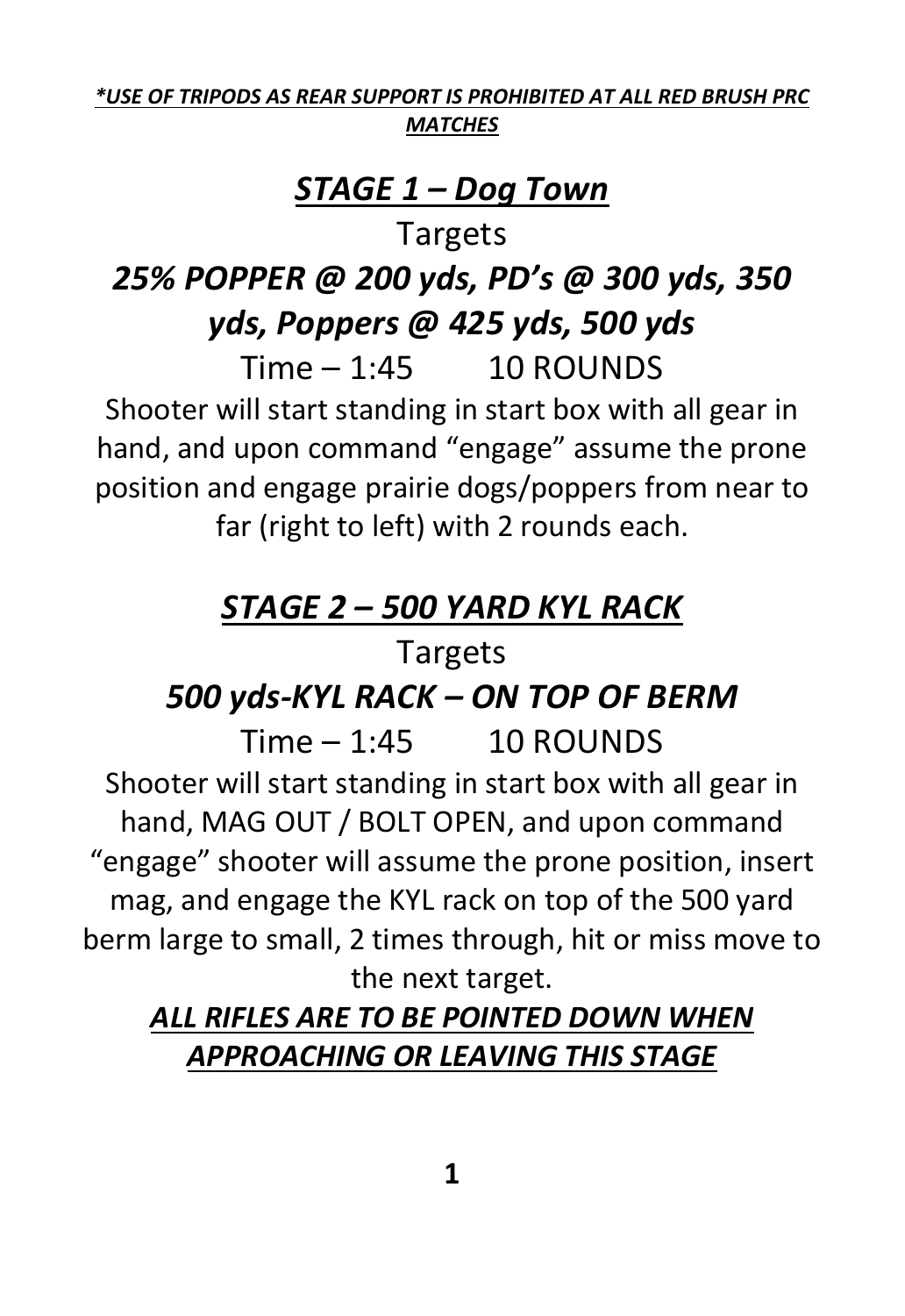***\*USE OF TRIPODS AS REAR SUPPORT IS PROHIBITED AT ALL RED BRUSH PRC MATCHES***

## ***STAGE 1 – Dog Town***

Targets

### *25% POPPER @ 200 yds, PD's @ 300 yds, 350 yds, Poppers @ 425 yds, 500 yds*

Time – 1:45 10 ROUNDS

Shooter will start standing in start box with all gear in hand, and upon command "engage" assume the prone position and engage prairie dogs/poppers from near to far (right to left) with 2 rounds each.

## ***STAGE 2 – 500 YARD KYL RACK***

Targets

### *500 yds-KYL RACK – ON TOP OF BERM*

Time – 1:45 10 ROUNDS

Shooter will start standing in start box with all gear in hand, MAG OUT / BOLT OPEN, and upon command "engage" shooter will assume the prone position, insert mag, and engage the KYL rack on top of the 500 yard berm large to small, 2 times through, hit or miss move to the next target.

***ALL RIFLES ARE TO BE POINTED DOWN WHEN APPROACHING OR LEAVING THIS STAGE***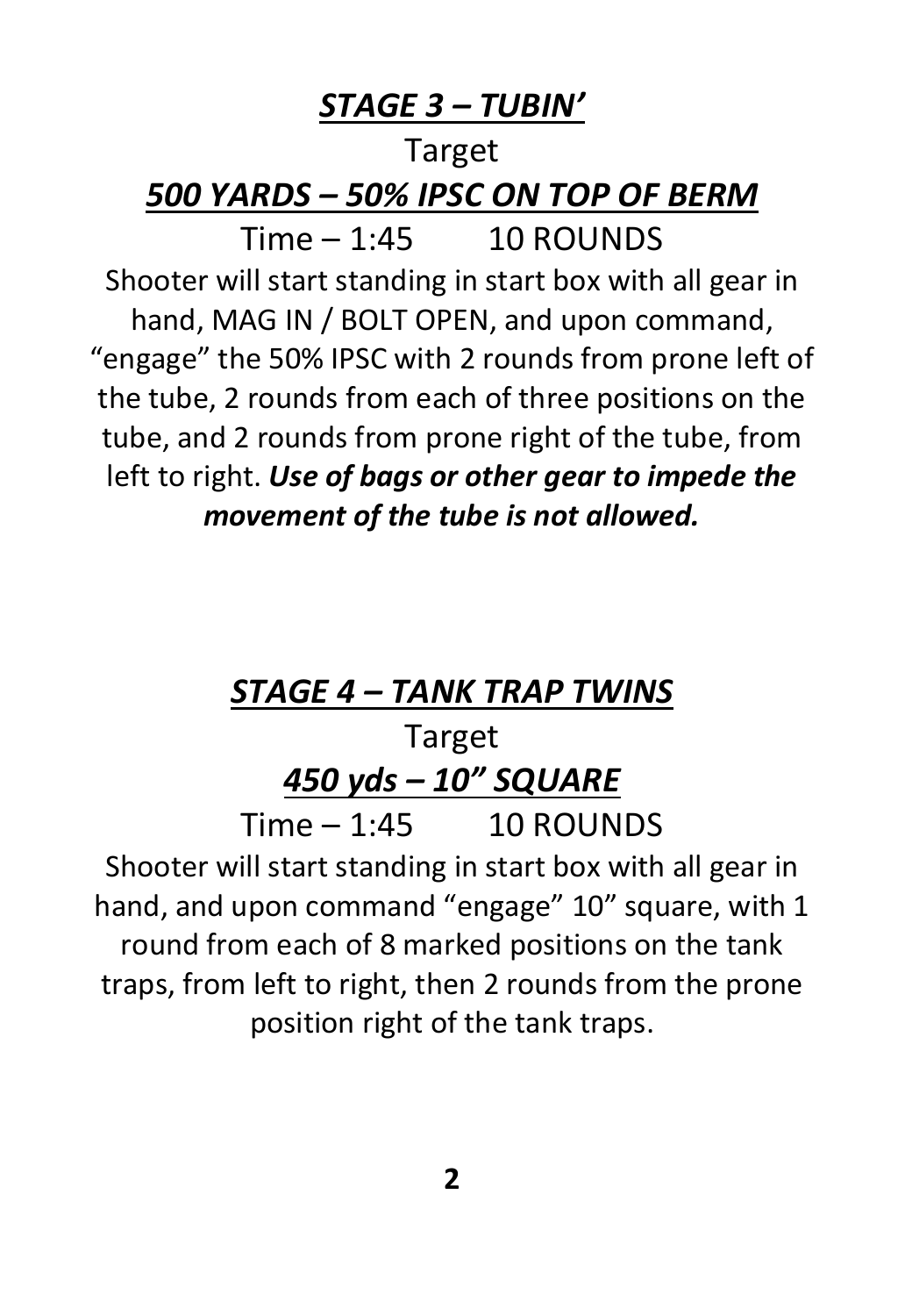## ***STAGE 3 – TUBIN'***

Target

***500 YARDS – 50% IPSC ON TOP OF BERM***

Time – 1:45 10 ROUNDS

Shooter will start standing in start box with all gear in hand, MAG IN / BOLT OPEN, and upon command, "engage" the 50% IPSC with 2 rounds from prone left of the tube, 2 rounds from each of three positions on the tube, and 2 rounds from prone right of the tube, from left to right. ***Use of bags or other gear to impede the movement of the tube is not allowed.***

## ***STAGE 4 – TANK TRAP TWINS***

Target

***450 yds – 10" SQUARE***

Time – 1:45 10 ROUNDS

Shooter will start standing in start box with all gear in hand, and upon command "engage" 10" square, with 1 round from each of 8 marked positions on the tank traps, from left to right, then 2 rounds from the prone position right of the tank traps.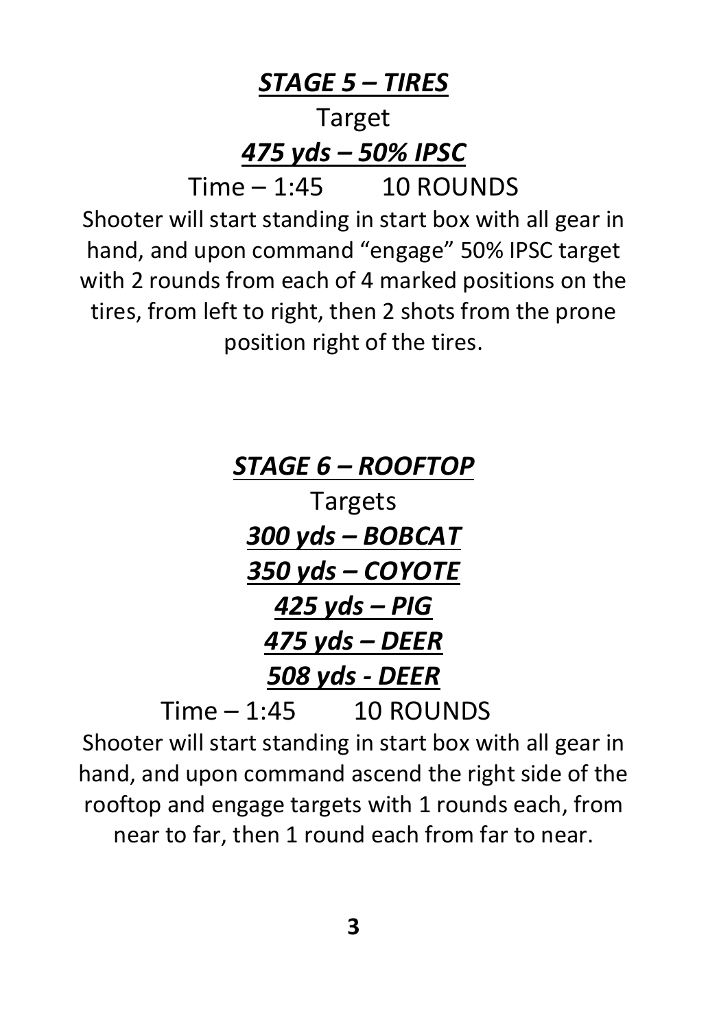## ***STAGE 5 – TIRES***

Target

***475 yds – 50% IPSC***

Time – 1:45    10 ROUNDS

Shooter will start standing in start box with all gear in hand, and upon command "engage" 50% IPSC target with 2 rounds from each of 4 marked positions on the tires, from left to right, then 2 shots from the prone position right of the tires.

## ***STAGE 6 – ROOFTOP***

Targets

***300 yds – BOBCAT***

***350 yds – COYOTE***

***425 yds – PIG***

***475 yds – DEER***

***508 yds - DEER***

Time – 1:45    10 ROUNDS

Shooter will start standing in start box with all gear in hand, and upon command ascend the right side of the rooftop and engage targets with 1 rounds each, from near to far, then 1 round each from far to near.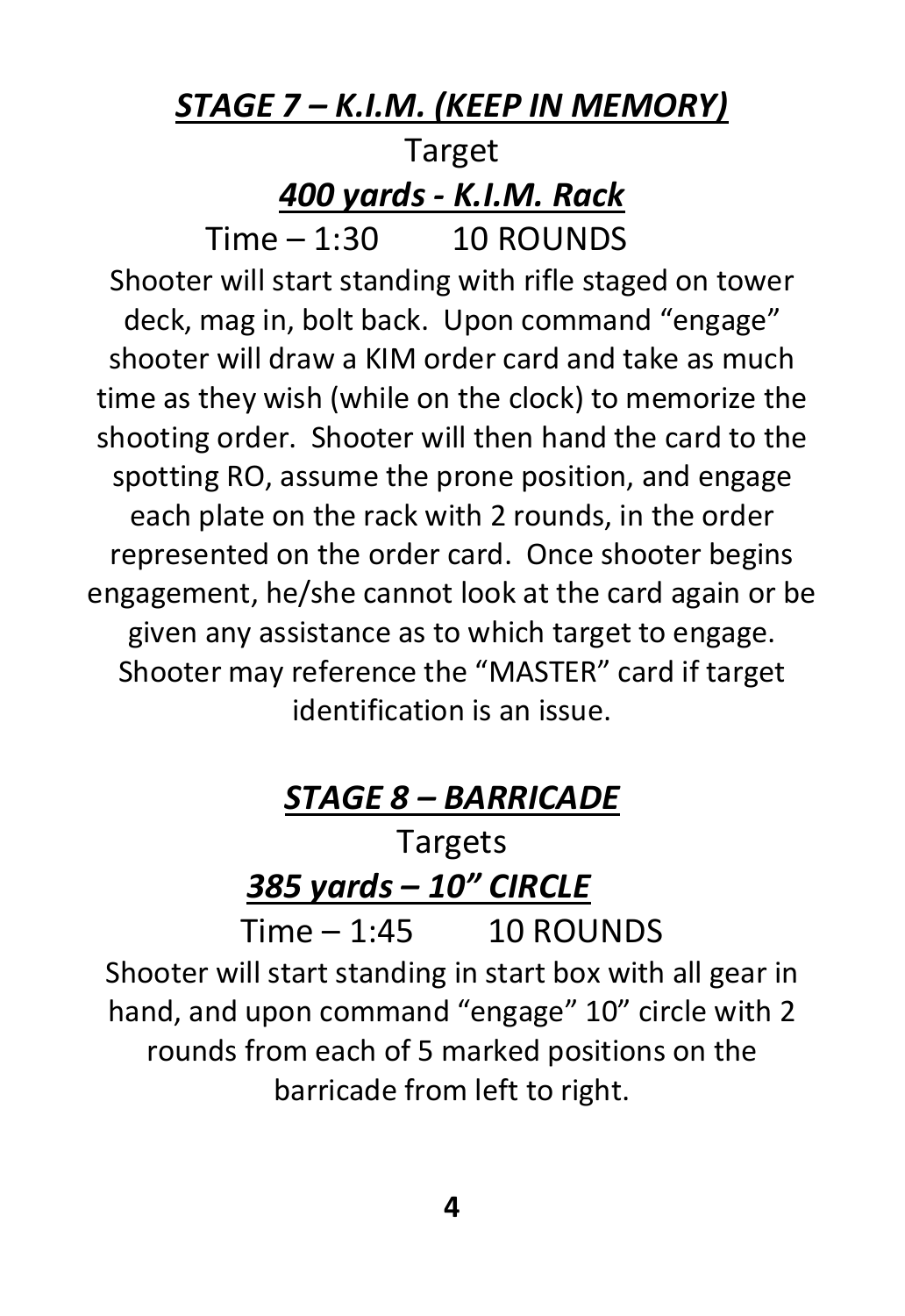## ***STAGE 7 – K.I.M. (KEEP IN MEMORY)***

Target

***400 yards - K.I.M. Rack***

Time – 1:30 10 ROUNDS

Shooter will start standing with rifle staged on tower deck, mag in, bolt back. Upon command "engage" shooter will draw a KIM order card and take as much time as they wish (while on the clock) to memorize the shooting order. Shooter will then hand the card to the spotting RO, assume the prone position, and engage each plate on the rack with 2 rounds, in the order represented on the order card. Once shooter begins engagement, he/she cannot look at the card again or be given any assistance as to which target to engage. Shooter may reference the "MASTER" card if target identification is an issue.

## ***STAGE 8 – BARRICADE***

Targets

***385 yards – 10" CIRCLE***

Time – 1:45 10 ROUNDS

Shooter will start standing in start box with all gear in hand, and upon command "engage" 10" circle with 2 rounds from each of 5 marked positions on the barricade from left to right.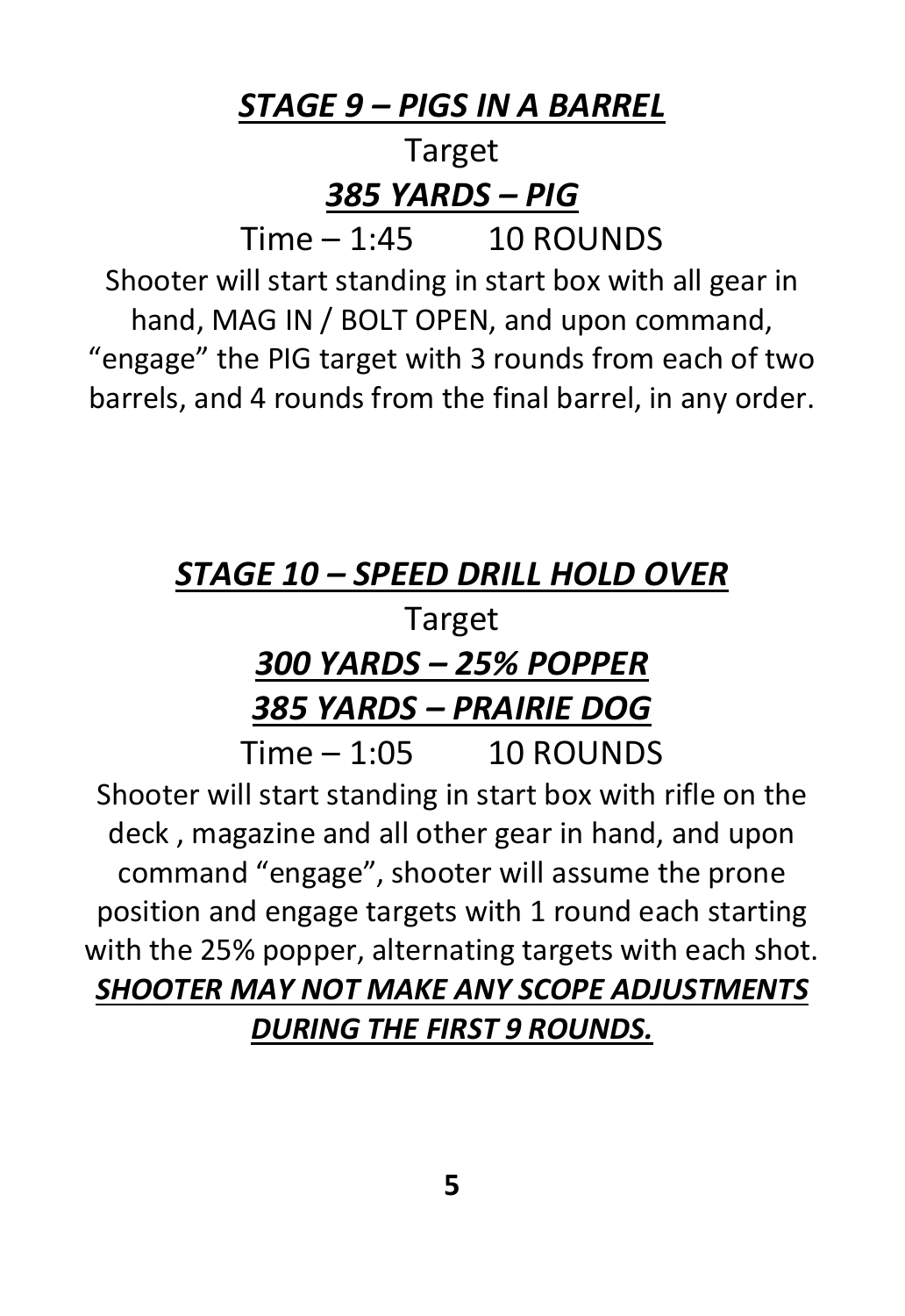## ***STAGE 9 – PIGS IN A BARREL***

Target

***385 YARDS – PIG***

Time – 1:45 10 ROUNDS

Shooter will start standing in start box with all gear in hand, MAG IN / BOLT OPEN, and upon command, "engage" the PIG target with 3 rounds from each of two barrels, and 4 rounds from the final barrel, in any order.

## ***STAGE 10 – SPEED DRILL HOLD OVER***

Target

***300 YARDS – 25% POPPER***

***385 YARDS – PRAIRIE DOG***

Time – 1:05 10 ROUNDS

Shooter will start standing in start box with rifle on the deck , magazine and all other gear in hand, and upon command "engage", shooter will assume the prone position and engage targets with 1 round each starting with the 25% popper, alternating targets with each shot. ***SHOOTER MAY NOT MAKE ANY SCOPE ADJUSTMENTS DURING THE FIRST 9 ROUNDS.***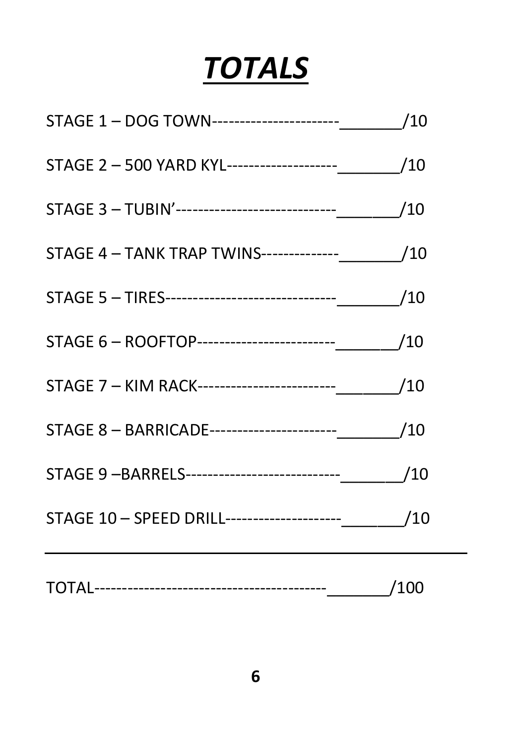# ***TOTALS***

STAGE 1 – DOG TOWN----------------------_______/10

STAGE 2 – 500 YARD KYL-------------------_______/10

STAGE 3 – TUBIN'----------------------------_______/10

STAGE 4 – TANK TRAP TWINS-------------_______/10

STAGE 5 – TIRES------------------------------_______/10

STAGE 6 – ROOFTOP------------------------_______/10

STAGE 7 – KIM RACK------------------------_______/10

STAGE 8 – BARRICADE----------------------_______/10

STAGE 9 –BARRELS---------------------------_______/10

STAGE 10 – SPEED DRILL--------------------_______/10

---

TOTAL----------------------------------------_______/100